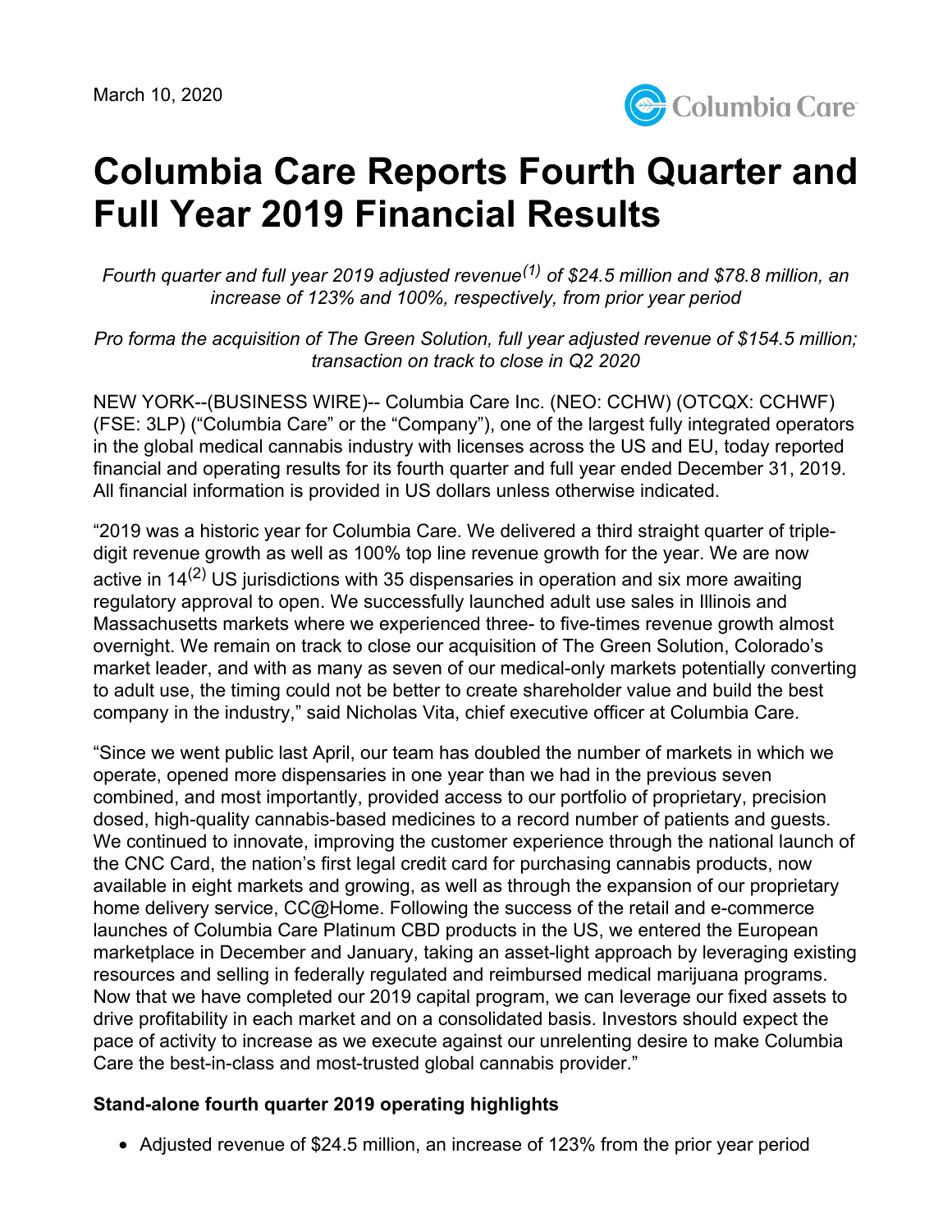March 10, 2020

# Columbia Care Reports Fourth Quarter and Full Year 2019 Financial Results

*Fourth quarter and full year 2019 adjusted revenue[(1)] of $24.5 million and $78.8 million, an increase of 123% and 100%, respectively, from prior year period*

*Pro forma the acquisition of The Green Solution, full year adjusted revenue of $154.5 million; transaction on track to close in Q2 2020*

NEW YORK--(BUSINESS WIRE)-- Columbia Care Inc. (NEO: CCHW) (OTCQX: CCHWF) (FSE: 3LP) ("Columbia Care" or the "Company"), one of the largest fully integrated operators in the global medical cannabis industry with licenses across the US and EU, today reported financial and operating results for its fourth quarter and full year ended December 31, 2019. All financial information is provided in US dollars unless otherwise indicated.

"2019 was a historic year for Columbia Care. We delivered a third straight quarter of triple-digit revenue growth as well as 100% top line revenue growth for the year. We are now active in 14[(2)] US jurisdictions with 35 dispensaries in operation and six more awaiting regulatory approval to open. We successfully launched adult use sales in Illinois and Massachusetts markets where we experienced three- to five-times revenue growth almost overnight. We remain on track to close our acquisition of The Green Solution, Colorado's market leader, and with as many as seven of our medical-only markets potentially converting to adult use, the timing could not be better to create shareholder value and build the best company in the industry," said Nicholas Vita, chief executive officer at Columbia Care.

"Since we went public last April, our team has doubled the number of markets in which we operate, opened more dispensaries in one year than we had in the previous seven combined, and most importantly, provided access to our portfolio of proprietary, precision dosed, high-quality cannabis-based medicines to a record number of patients and guests. We continued to innovate, improving the customer experience through the national launch of the CNC Card, the nation's first legal credit card for purchasing cannabis products, now available in eight markets and growing, as well as through the expansion of our proprietary home delivery service, CC@Home. Following the success of the retail and e-commerce launches of Columbia Care Platinum CBD products in the US, we entered the European marketplace in December and January, taking an asset-light approach by leveraging existing resources and selling in federally regulated and reimbursed medical marijuana programs. Now that we have completed our 2019 capital program, we can leverage our fixed assets to drive profitability in each market and on a consolidated basis. Investors should expect the pace of activity to increase as we execute against our unrelenting desire to make Columbia Care the best-in-class and most-trusted global cannabis provider."

### Stand-alone fourth quarter 2019 operating highlights

- Adjusted revenue of $24.5 million, an increase of 123% from the prior year period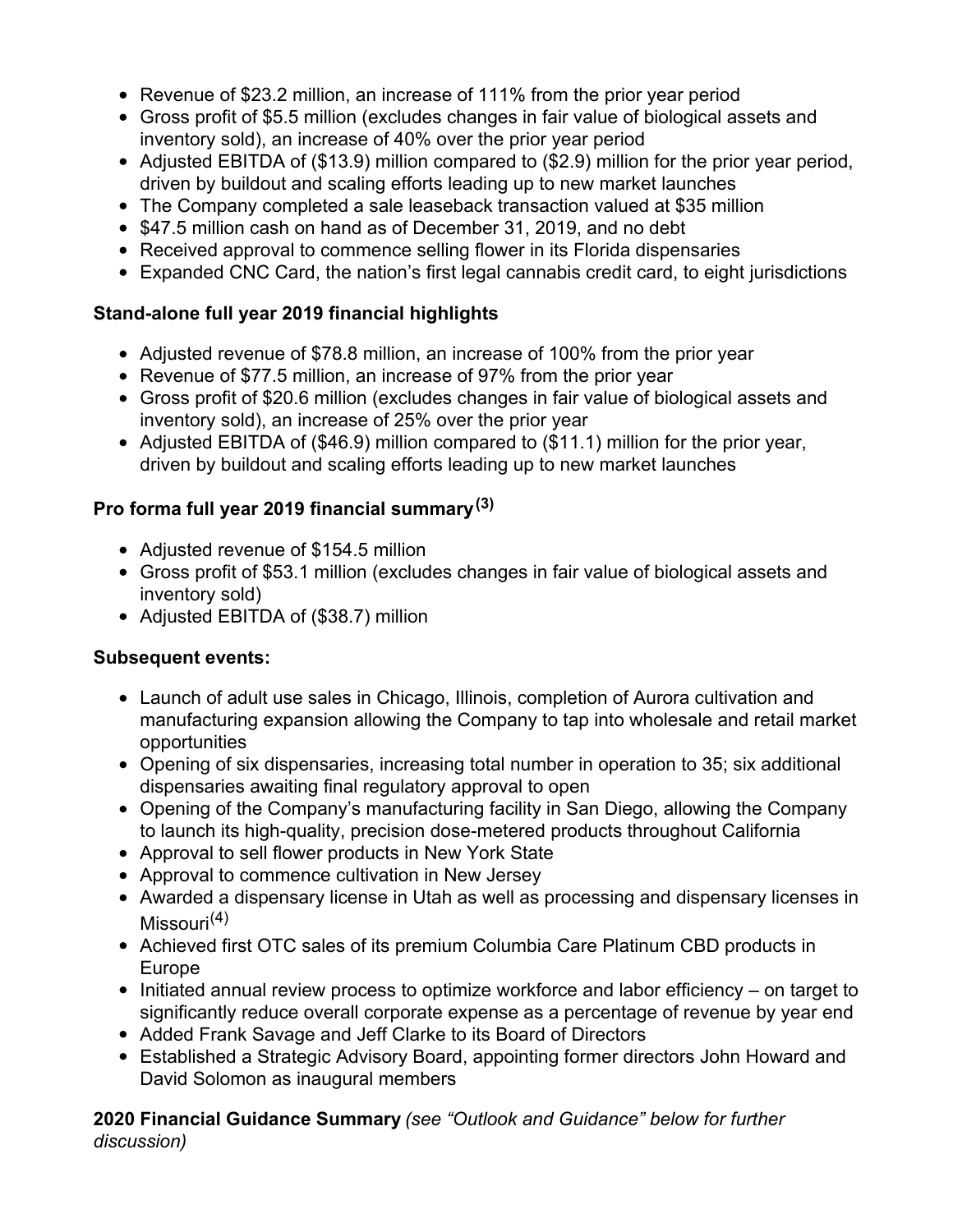- Revenue of $23.2 million, an increase of 111% from the prior year period
- Gross profit of $5.5 million (excludes changes in fair value of biological assets and inventory sold), an increase of 40% over the prior year period
- Adjusted EBITDA of ($13.9) million compared to ($2.9) million for the prior year period, driven by buildout and scaling efforts leading up to new market launches
- The Company completed a sale leaseback transaction valued at $35 million
- $47.5 million cash on hand as of December 31, 2019, and no debt
- Received approval to commence selling flower in its Florida dispensaries
- Expanded CNC Card, the nation's first legal cannabis credit card, to eight jurisdictions

**Stand-alone full year 2019 financial highlights**

- Adjusted revenue of $78.8 million, an increase of 100% from the prior year
- Revenue of $77.5 million, an increase of 97% from the prior year
- Gross profit of $20.6 million (excludes changes in fair value of biological assets and inventory sold), an increase of 25% over the prior year
- Adjusted EBITDA of ($46.9) million compared to ($11.1) million for the prior year, driven by buildout and scaling efforts leading up to new market launches

**Pro forma full year 2019 financial summary[(3)]**

- Adjusted revenue of $154.5 million
- Gross profit of $53.1 million (excludes changes in fair value of biological assets and inventory sold)
- Adjusted EBITDA of ($38.7) million

**Subsequent events:**

- Launch of adult use sales in Chicago, Illinois, completion of Aurora cultivation and manufacturing expansion allowing the Company to tap into wholesale and retail market opportunities
- Opening of six dispensaries, increasing total number in operation to 35; six additional dispensaries awaiting final regulatory approval to open
- Opening of the Company's manufacturing facility in San Diego, allowing the Company to launch its high-quality, precision dose-metered products throughout California
- Approval to sell flower products in New York State
- Approval to commence cultivation in New Jersey
- Awarded a dispensary license in Utah as well as processing and dispensary licenses in Missouri[(4)]
- Achieved first OTC sales of its premium Columbia Care Platinum CBD products in Europe
- Initiated annual review process to optimize workforce and labor efficiency – on target to significantly reduce overall corporate expense as a percentage of revenue by year end
- Added Frank Savage and Jeff Clarke to its Board of Directors
- Established a Strategic Advisory Board, appointing former directors John Howard and David Solomon as inaugural members

**2020 Financial Guidance Summary** *(see "Outlook and Guidance" below for further discussion)*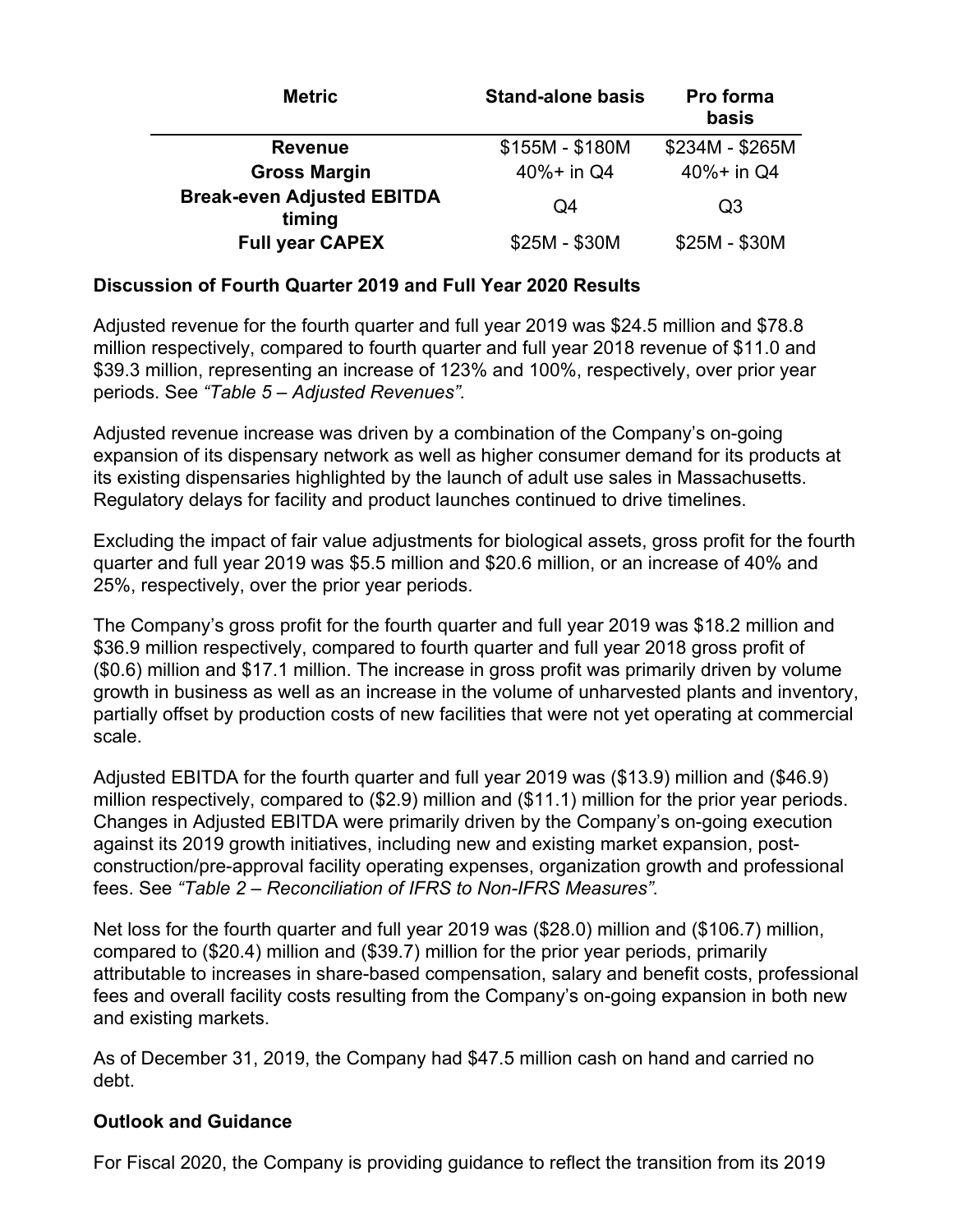| Metric | Stand-alone basis | Pro forma basis |
|---|---|---|
| **Revenue** | $155M - $180M | $234M - $265M |
| **Gross Margin** | 40%+ in Q4 | 40%+ in Q4 |
| **Break-even Adjusted EBITDA timing** | Q4 | Q3 |
| **Full year CAPEX** | $25M - $30M | $25M - $30M |

**Discussion of Fourth Quarter 2019 and Full Year 2020 Results**

Adjusted revenue for the fourth quarter and full year 2019 was $24.5 million and $78.8 million respectively, compared to fourth quarter and full year 2018 revenue of $11.0 and $39.3 million, representing an increase of 123% and 100%, respectively, over prior year periods. See *"Table 5 – Adjusted Revenues".*

Adjusted revenue increase was driven by a combination of the Company's on-going expansion of its dispensary network as well as higher consumer demand for its products at its existing dispensaries highlighted by the launch of adult use sales in Massachusetts. Regulatory delays for facility and product launches continued to drive timelines.

Excluding the impact of fair value adjustments for biological assets, gross profit for the fourth quarter and full year 2019 was $5.5 million and $20.6 million, or an increase of 40% and 25%, respectively, over the prior year periods.

The Company's gross profit for the fourth quarter and full year 2019 was $18.2 million and $36.9 million respectively, compared to fourth quarter and full year 2018 gross profit of ($0.6) million and $17.1 million. The increase in gross profit was primarily driven by volume growth in business as well as an increase in the volume of unharvested plants and inventory, partially offset by production costs of new facilities that were not yet operating at commercial scale.

Adjusted EBITDA for the fourth quarter and full year 2019 was ($13.9) million and ($46.9) million respectively, compared to ($2.9) million and ($11.1) million for the prior year periods. Changes in Adjusted EBITDA were primarily driven by the Company's on-going execution against its 2019 growth initiatives, including new and existing market expansion, post-construction/pre-approval facility operating expenses, organization growth and professional fees. See *"Table 2 – Reconciliation of IFRS to Non-IFRS Measures".*

Net loss for the fourth quarter and full year 2019 was ($28.0) million and ($106.7) million, compared to ($20.4) million and ($39.7) million for the prior year periods, primarily attributable to increases in share-based compensation, salary and benefit costs, professional fees and overall facility costs resulting from the Company's on-going expansion in both new and existing markets.

As of December 31, 2019, the Company had $47.5 million cash on hand and carried no debt.

**Outlook and Guidance**

For Fiscal 2020, the Company is providing guidance to reflect the transition from its 2019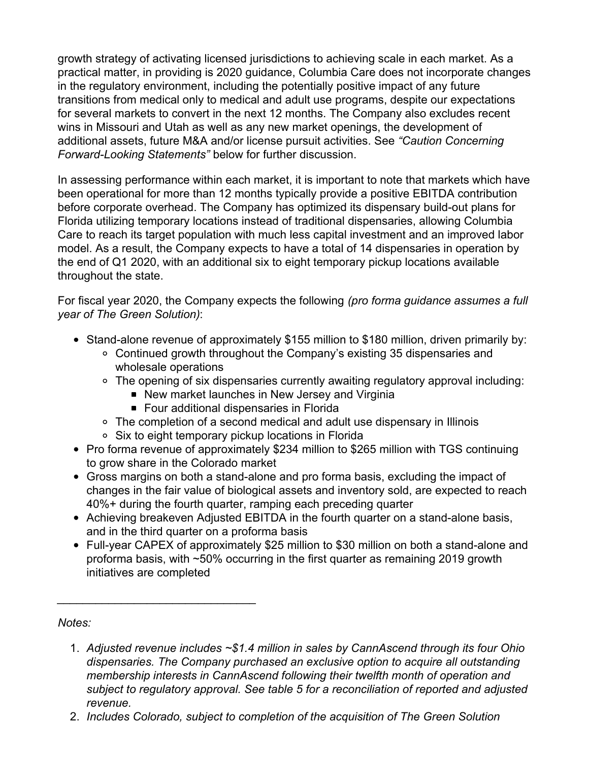growth strategy of activating licensed jurisdictions to achieving scale in each market. As a practical matter, in providing is 2020 guidance, Columbia Care does not incorporate changes in the regulatory environment, including the potentially positive impact of any future transitions from medical only to medical and adult use programs, despite our expectations for several markets to convert in the next 12 months. The Company also excludes recent wins in Missouri and Utah as well as any new market openings, the development of additional assets, future M&A and/or license pursuit activities. See *"Caution Concerning Forward-Looking Statements"* below for further discussion.

In assessing performance within each market, it is important to note that markets which have been operational for more than 12 months typically provide a positive EBITDA contribution before corporate overhead. The Company has optimized its dispensary build-out plans for Florida utilizing temporary locations instead of traditional dispensaries, allowing Columbia Care to reach its target population with much less capital investment and an improved labor model. As a result, the Company expects to have a total of 14 dispensaries in operation by the end of Q1 2020, with an additional six to eight temporary pickup locations available throughout the state.

For fiscal year 2020, the Company expects the following *(pro forma guidance assumes a full year of The Green Solution)*:

- Stand-alone revenue of approximately $155 million to $180 million, driven primarily by:
  - Continued growth throughout the Company's existing 35 dispensaries and wholesale operations
  - The opening of six dispensaries currently awaiting regulatory approval including:
    - New market launches in New Jersey and Virginia
    - Four additional dispensaries in Florida
  - The completion of a second medical and adult use dispensary in Illinois
  - Six to eight temporary pickup locations in Florida
- Pro forma revenue of approximately $234 million to $265 million with TGS continuing to grow share in the Colorado market
- Gross margins on both a stand-alone and pro forma basis, excluding the impact of changes in the fair value of biological assets and inventory sold, are expected to reach 40%+ during the fourth quarter, ramping each preceding quarter
- Achieving breakeven Adjusted EBITDA in the fourth quarter on a stand-alone basis, and in the third quarter on a proforma basis
- Full-year CAPEX of approximately $25 million to $30 million on both a stand-alone and proforma basis, with ~50% occurring in the first quarter as remaining 2019 growth initiatives are completed

---

*Notes:*

1. *Adjusted revenue includes ~$1.4 million in sales by CannAscend through its four Ohio dispensaries. The Company purchased an exclusive option to acquire all outstanding membership interests in CannAscend following their twelfth month of operation and subject to regulatory approval. See table 5 for a reconciliation of reported and adjusted revenue.*
2. *Includes Colorado, subject to completion of the acquisition of The Green Solution*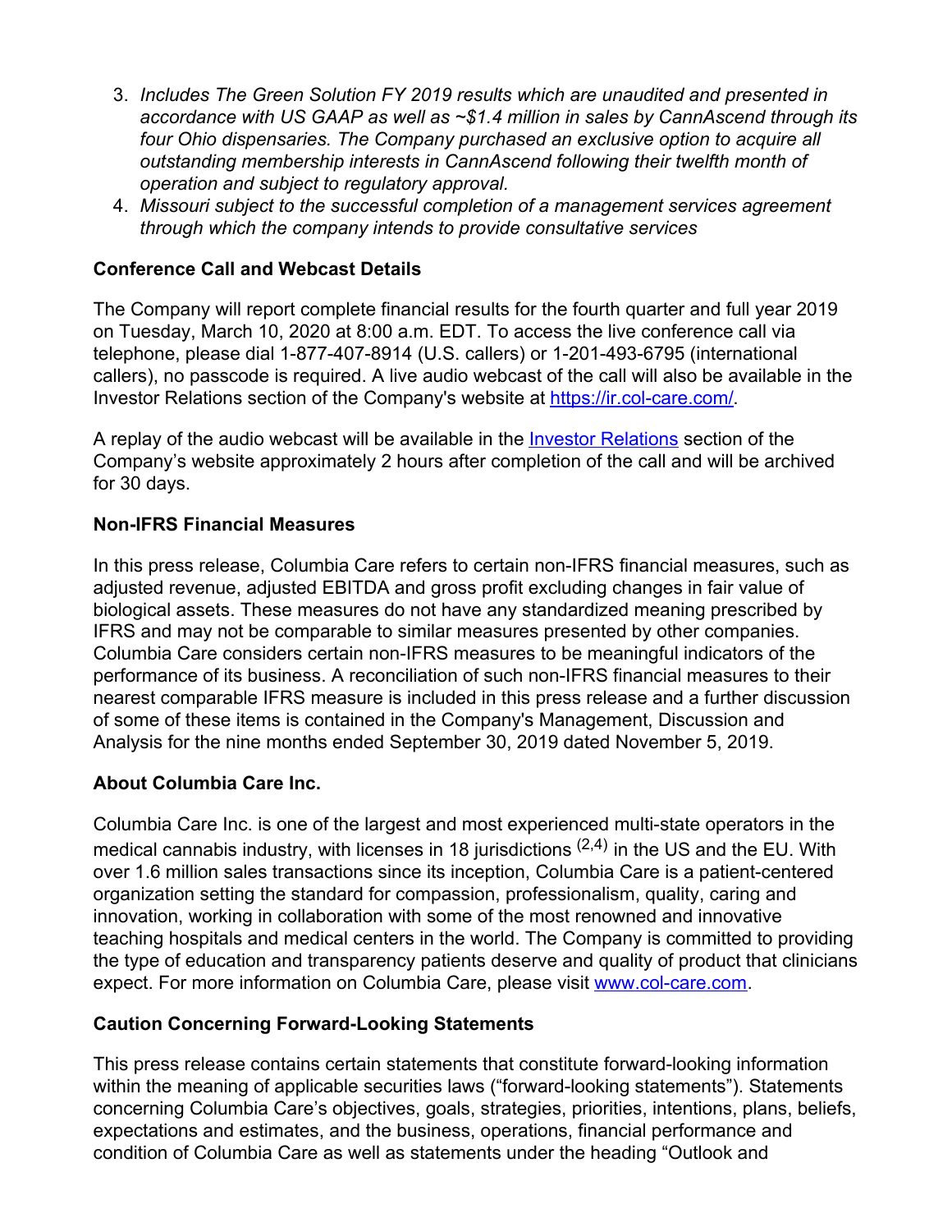3. *Includes The Green Solution FY 2019 results which are unaudited and presented in accordance with US GAAP as well as ~$1.4 million in sales by CannAscend through its four Ohio dispensaries. The Company purchased an exclusive option to acquire all outstanding membership interests in CannAscend following their twelfth month of operation and subject to regulatory approval.*
4. *Missouri subject to the successful completion of a management services agreement through which the company intends to provide consultative services*

**Conference Call and Webcast Details**

The Company will report complete financial results for the fourth quarter and full year 2019 on Tuesday, March 10, 2020 at 8:00 a.m. EDT. To access the live conference call via telephone, please dial 1-877-407-8914 (U.S. callers) or 1-201-493-6795 (international callers), no passcode is required. A live audio webcast of the call will also be available in the Investor Relations section of the Company's website at [https://ir.col-care.com/](https://ir.col-care.com/).

A replay of the audio webcast will be available in the [Investor Relations](https://ir.col-care.com/) section of the Company's website approximately 2 hours after completion of the call and will be archived for 30 days.

**Non-IFRS Financial Measures**

In this press release, Columbia Care refers to certain non-IFRS financial measures, such as adjusted revenue, adjusted EBITDA and gross profit excluding changes in fair value of biological assets. These measures do not have any standardized meaning prescribed by IFRS and may not be comparable to similar measures presented by other companies. Columbia Care considers certain non-IFRS measures to be meaningful indicators of the performance of its business. A reconciliation of such non-IFRS financial measures to their nearest comparable IFRS measure is included in this press release and a further discussion of some of these items is contained in the Company's Management, Discussion and Analysis for the nine months ended September 30, 2019 dated November 5, 2019.

**About Columbia Care Inc.**

Columbia Care Inc. is one of the largest and most experienced multi-state operators in the medical cannabis industry, with licenses in 18 jurisdictions [2,4] in the US and the EU. With over 1.6 million sales transactions since its inception, Columbia Care is a patient-centered organization setting the standard for compassion, professionalism, quality, caring and innovation, working in collaboration with some of the most renowned and innovative teaching hospitals and medical centers in the world. The Company is committed to providing the type of education and transparency patients deserve and quality of product that clinicians expect. For more information on Columbia Care, please visit [www.col-care.com](http://www.col-care.com).

**Caution Concerning Forward-Looking Statements**

This press release contains certain statements that constitute forward-looking information within the meaning of applicable securities laws ("forward-looking statements"). Statements concerning Columbia Care's objectives, goals, strategies, priorities, intentions, plans, beliefs, expectations and estimates, and the business, operations, financial performance and condition of Columbia Care as well as statements under the heading "Outlook and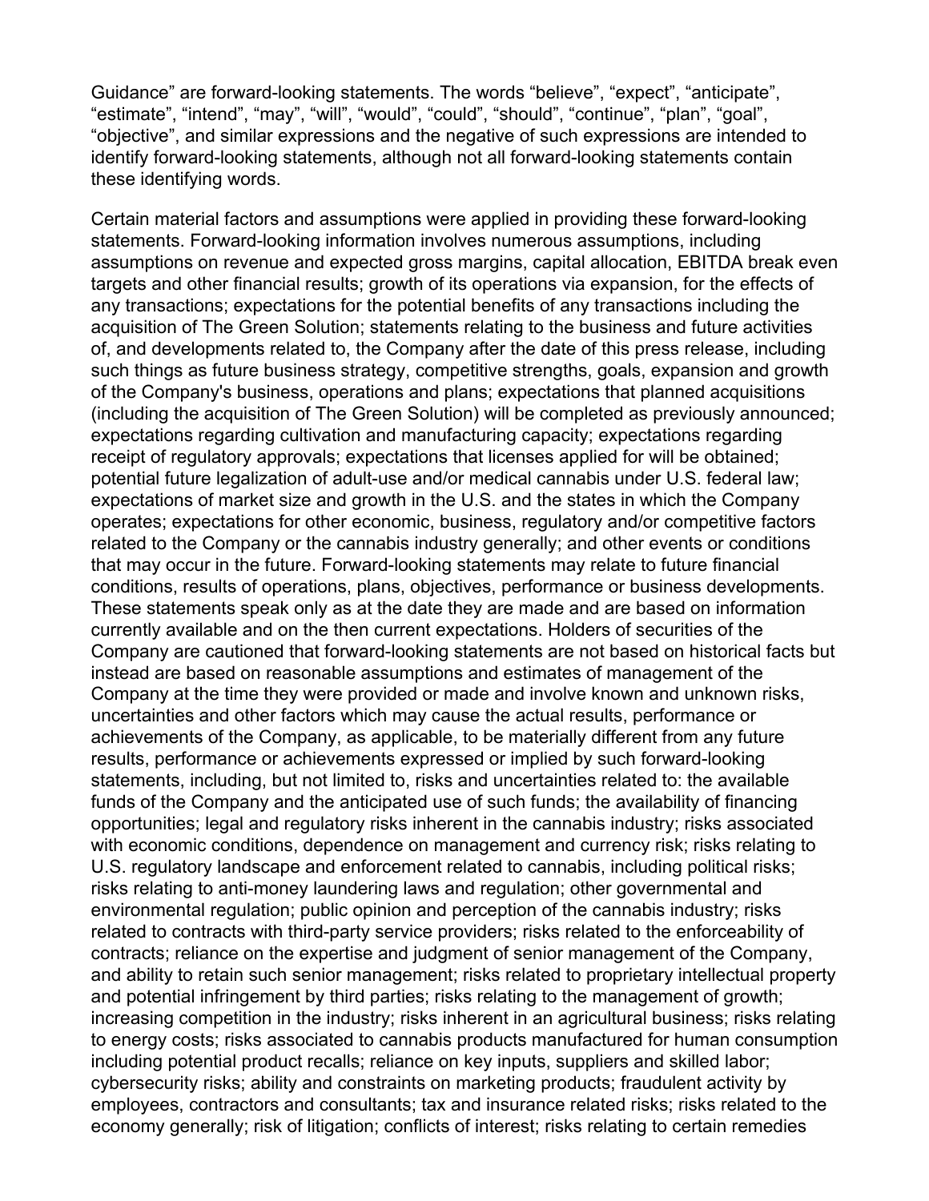Guidance” are forward-looking statements. The words “believe”, “expect”, “anticipate”, “estimate”, “intend”, “may”, “will”, “would”, “could”, “should”, “continue”, “plan”, “goal”, “objective”, and similar expressions and the negative of such expressions are intended to identify forward-looking statements, although not all forward-looking statements contain these identifying words.

Certain material factors and assumptions were applied in providing these forward-looking statements. Forward-looking information involves numerous assumptions, including assumptions on revenue and expected gross margins, capital allocation, EBITDA break even targets and other financial results; growth of its operations via expansion, for the effects of any transactions; expectations for the potential benefits of any transactions including the acquisition of The Green Solution; statements relating to the business and future activities of, and developments related to, the Company after the date of this press release, including such things as future business strategy, competitive strengths, goals, expansion and growth of the Company's business, operations and plans; expectations that planned acquisitions (including the acquisition of The Green Solution) will be completed as previously announced; expectations regarding cultivation and manufacturing capacity; expectations regarding receipt of regulatory approvals; expectations that licenses applied for will be obtained; potential future legalization of adult-use and/or medical cannabis under U.S. federal law; expectations of market size and growth in the U.S. and the states in which the Company operates; expectations for other economic, business, regulatory and/or competitive factors related to the Company or the cannabis industry generally; and other events or conditions that may occur in the future. Forward-looking statements may relate to future financial conditions, results of operations, plans, objectives, performance or business developments. These statements speak only as at the date they are made and are based on information currently available and on the then current expectations. Holders of securities of the Company are cautioned that forward-looking statements are not based on historical facts but instead are based on reasonable assumptions and estimates of management of the Company at the time they were provided or made and involve known and unknown risks, uncertainties and other factors which may cause the actual results, performance or achievements of the Company, as applicable, to be materially different from any future results, performance or achievements expressed or implied by such forward-looking statements, including, but not limited to, risks and uncertainties related to: the available funds of the Company and the anticipated use of such funds; the availability of financing opportunities; legal and regulatory risks inherent in the cannabis industry; risks associated with economic conditions, dependence on management and currency risk; risks relating to U.S. regulatory landscape and enforcement related to cannabis, including political risks; risks relating to anti-money laundering laws and regulation; other governmental and environmental regulation; public opinion and perception of the cannabis industry; risks related to contracts with third-party service providers; risks related to the enforceability of contracts; reliance on the expertise and judgment of senior management of the Company, and ability to retain such senior management; risks related to proprietary intellectual property and potential infringement by third parties; risks relating to the management of growth; increasing competition in the industry; risks inherent in an agricultural business; risks relating to energy costs; risks associated to cannabis products manufactured for human consumption including potential product recalls; reliance on key inputs, suppliers and skilled labor; cybersecurity risks; ability and constraints on marketing products; fraudulent activity by employees, contractors and consultants; tax and insurance related risks; risks related to the economy generally; risk of litigation; conflicts of interest; risks relating to certain remedies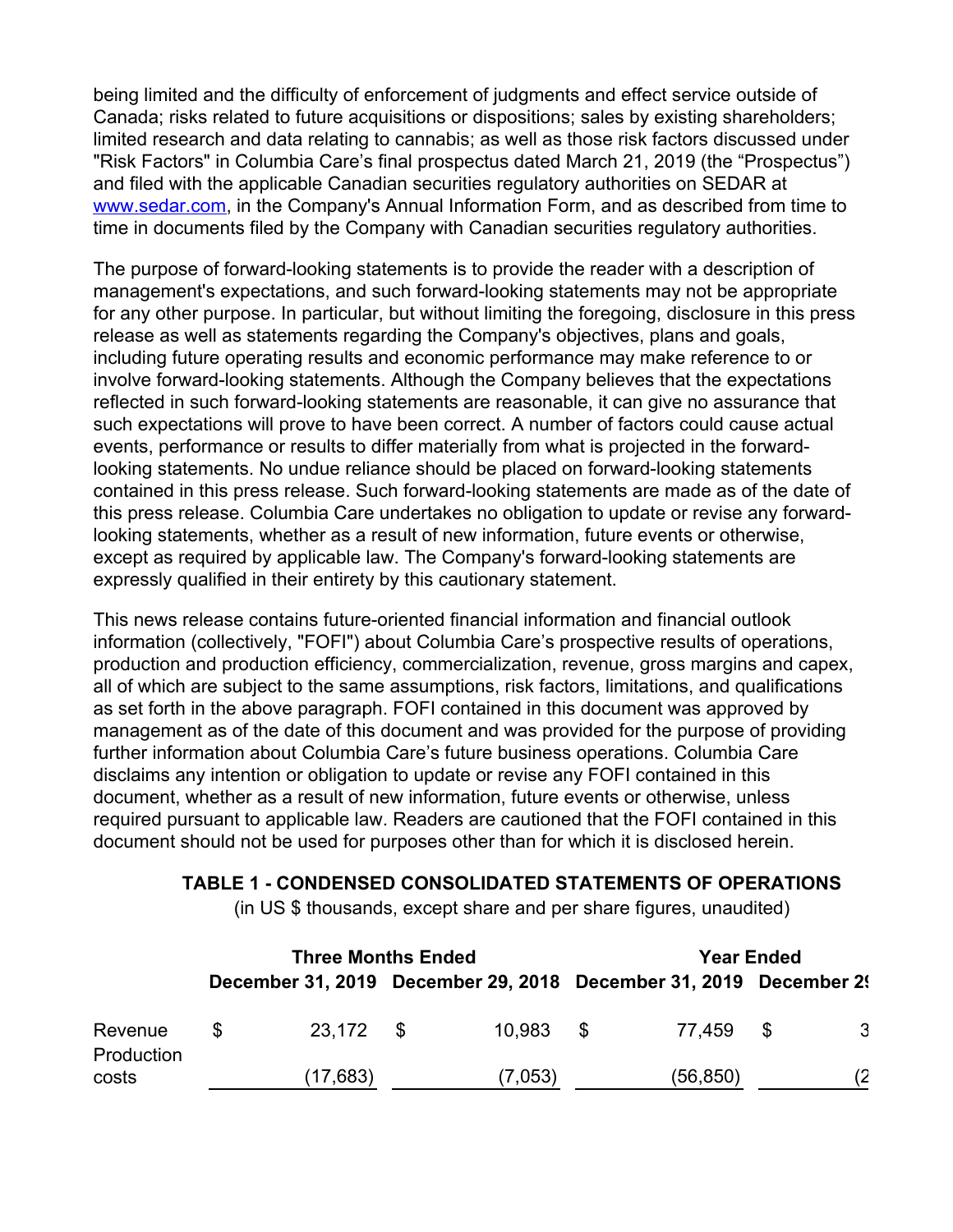being limited and the difficulty of enforcement of judgments and effect service outside of Canada; risks related to future acquisitions or dispositions; sales by existing shareholders; limited research and data relating to cannabis; as well as those risk factors discussed under "Risk Factors" in Columbia Care's final prospectus dated March 21, 2019 (the "Prospectus") and filed with the applicable Canadian securities regulatory authorities on SEDAR at www.sedar.com, in the Company's Annual Information Form, and as described from time to time in documents filed by the Company with Canadian securities regulatory authorities.

The purpose of forward-looking statements is to provide the reader with a description of management's expectations, and such forward-looking statements may not be appropriate for any other purpose. In particular, but without limiting the foregoing, disclosure in this press release as well as statements regarding the Company's objectives, plans and goals, including future operating results and economic performance may make reference to or involve forward-looking statements. Although the Company believes that the expectations reflected in such forward-looking statements are reasonable, it can give no assurance that such expectations will prove to have been correct. A number of factors could cause actual events, performance or results to differ materially from what is projected in the forward-looking statements. No undue reliance should be placed on forward-looking statements contained in this press release. Such forward-looking statements are made as of the date of this press release. Columbia Care undertakes no obligation to update or revise any forward-looking statements, whether as a result of new information, future events or otherwise, except as required by applicable law. The Company's forward-looking statements are expressly qualified in their entirety by this cautionary statement.

This news release contains future-oriented financial information and financial outlook information (collectively, "FOFI") about Columbia Care's prospective results of operations, production and production efficiency, commercialization, revenue, gross margins and capex, all of which are subject to the same assumptions, risk factors, limitations, and qualifications as set forth in the above paragraph. FOFI contained in this document was approved by management as of the date of this document and was provided for the purpose of providing further information about Columbia Care's future business operations. Columbia Care disclaims any intention or obligation to update or revise any FOFI contained in this document, whether as a result of new information, future events or otherwise, unless required pursuant to applicable law. Readers are cautioned that the FOFI contained in this document should not be used for purposes other than for which it is disclosed herein.

**TABLE 1 - CONDENSED CONSOLIDATED STATEMENTS OF OPERATIONS**

(in US $ thousands, except share and per share figures, unaudited)

| | Three Months Ended | | Year Ended | |
|---|---|---|---|---|
| | December 31, 2019 | December 29, 2018 | December 31, 2019 | December 2 |
| Revenue | $ 23,172 | $ 10,983 | $ 77,459 | $ 3 |
| Production costs | (17,683) | (7,053) | (56,850) | (2 |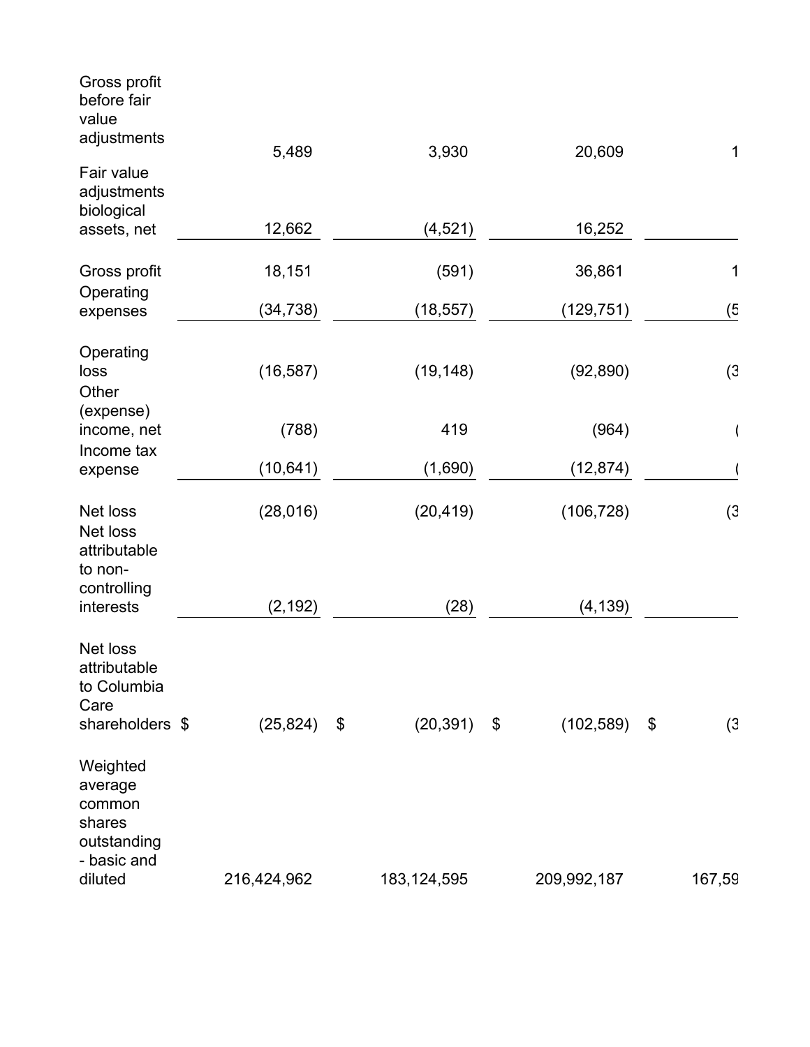| | | | | |
|---|---|---|---|---|
| Gross profit before fair value adjustments | 5,489 | 3,930 | 20,609 | 1 |
| Fair value adjustments biological assets, net | 12,662 | (4,521) | 16,252 | |
| Gross profit | 18,151 | (591) | 36,861 | 1 |
| Operating expenses | (34,738) | (18,557) | (129,751) | (5 |
| Operating loss | (16,587) | (19,148) | (92,890) | (3 |
| Other (expense) income, net | (788) | 419 | (964) | ( |
| Income tax expense | (10,641) | (1,690) | (12,874) | ( |
| Net loss | (28,016) | (20,419) | (106,728) | (3 |
| Net loss attributable to non-controlling interests | (2,192) | (28) | (4,139) | |
| Net loss attributable to Columbia Care shareholders | $ (25,824) | $ (20,391) | $ (102,589) | $ (3 |
| Weighted average common shares outstanding - basic and diluted | 216,424,962 | 183,124,595 | 209,992,187 | 167,59 |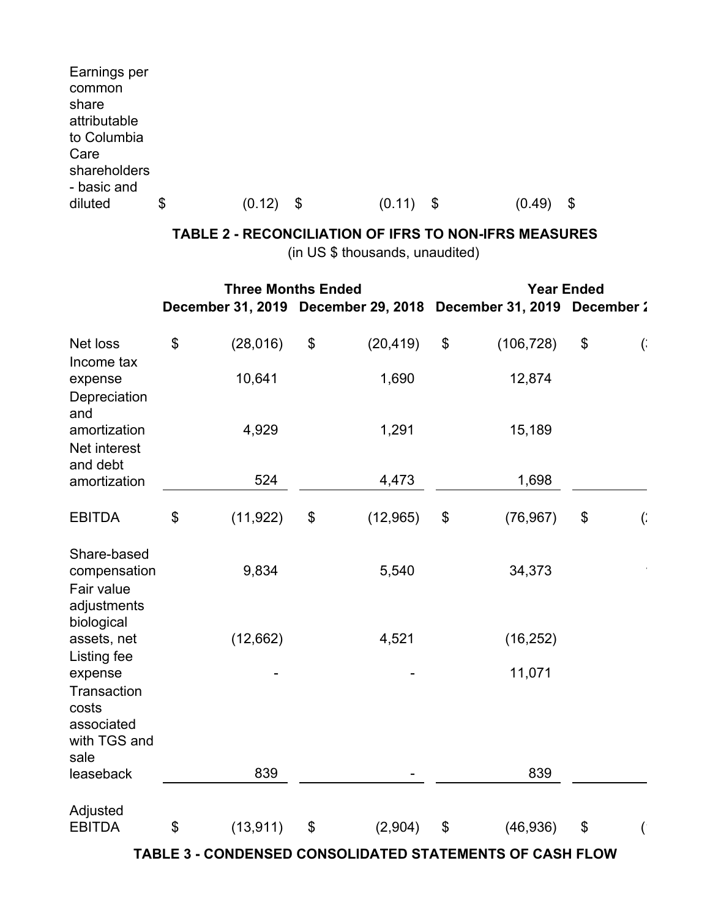| | | | | | | | |
|---|---|---|---|---|---|---|---|
| Earnings per common share attributable to Columbia Care shareholders - basic and diluted | $ | (0.12) | $ | (0.11) | $ | (0.49) | $ |

**TABLE 2 - RECONCILIATION OF IFRS TO NON-IFRS MEASURES**

(in US $ thousands, unaudited)

| | Three Months Ended | | | | Year Ended | | | |
|---|---|---|---|---|---|---|---|---|
| | December 31, 2019 | | December 29, 2018 | | December 31, 2019 | | December 2 | |
| Net loss | $ | (28,016) | $ | (20,419) | $ | (106,728) | $ | ( |
| Income tax expense | | 10,641 | | 1,690 | | 12,874 | | |
| Depreciation and amortization | | 4,929 | | 1,291 | | 15,189 | | |
| Net interest and debt amortization | | 524 | | 4,473 | | 1,698 | | |
| EBITDA | $ | (11,922) | $ | (12,965) | $ | (76,967) | $ | ( |
| Share-based compensation | | 9,834 | | 5,540 | | 34,373 | | |
| Fair value adjustments biological assets, net | | (12,662) | | 4,521 | | (16,252) | | |
| Listing fee expense | | - | | - | | 11,071 | | |
| Transaction costs associated with TGS and sale leaseback | | 839 | | - | | 839 | | |
| Adjusted EBITDA | $ | (13,911) | $ | (2,904) | $ | (46,936) | $ | ( |

**TABLE 3 - CONDENSED CONSOLIDATED STATEMENTS OF CASH FLOW**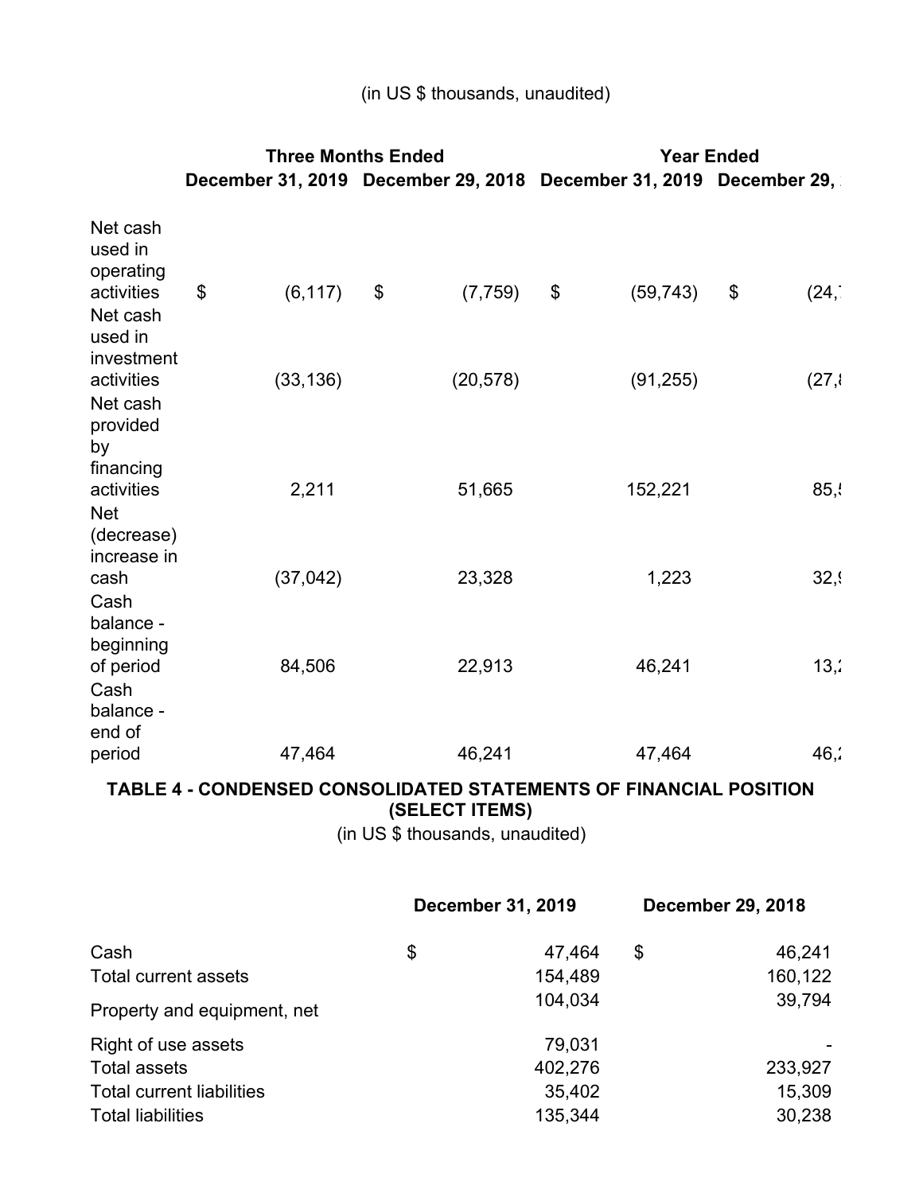(in US $ thousands, unaudited)

| | Three Months Ended | | Year Ended | |
|---|---|---|---|---|
| | December 31, 2019 | December 29, 2018 | December 31, 2019 | December 29, |
| Net cash used in operating activities | $ (6,117) | $ (7,759) | $ (59,743) | $ (24, |
| Net cash used in investment activities | (33,136) | (20,578) | (91,255) | (27, |
| Net cash provided by financing activities | 2,211 | 51,665 | 152,221 | 85, |
| Net (decrease) increase in cash | (37,042) | 23,328 | 1,223 | 32, |
| Cash balance - beginning of period | 84,506 | 22,913 | 46,241 | 13, |
| Cash balance - end of period | 47,464 | 46,241 | 47,464 | 46, |

**TABLE 4 - CONDENSED CONSOLIDATED STATEMENTS OF FINANCIAL POSITION (SELECT ITEMS)**

(in US $ thousands, unaudited)

| | December 31, 2019 | December 29, 2018 |
|---|---|---|
| Cash | $ 47,464 | $ 46,241 |
| Total current assets | 154,489 | 160,122 |
| Property and equipment, net | 104,034 | 39,794 |
| Right of use assets | 79,031 | - |
| Total assets | 402,276 | 233,927 |
| Total current liabilities | 35,402 | 15,309 |
| Total liabilities | 135,344 | 30,238 |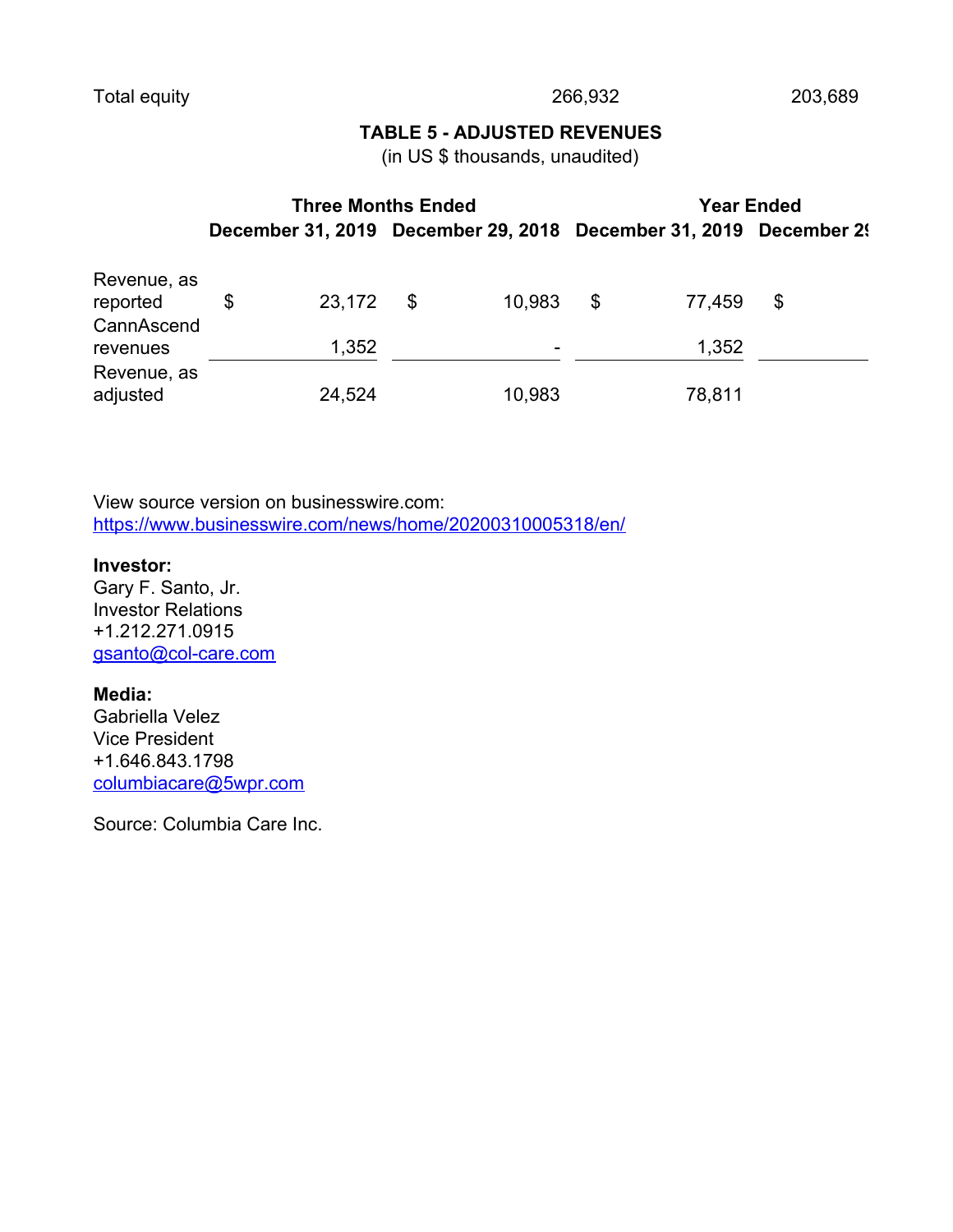| | | |
|---|---|---|
| Total equity | 266,932 | 203,689 |

**TABLE 5 - ADJUSTED REVENUES**

(in US $ thousands, unaudited)

| | Three Months Ended | | Year Ended | |
|---|---|---|---|---|
| | December 31, 2019 | December 29, 2018 | December 31, 2019 | December 2! |
| Revenue, as reported | $ 23,172 | $ 10,983 | $ 77,459 | $ |
| CannAscend revenues | 1,352 | - | 1,352 | |
| Revenue, as adjusted | 24,524 | 10,983 | 78,811 | |

View source version on businesswire.com: https://www.businesswire.com/news/home/20200310005318/en/

**Investor:**
Gary F. Santo, Jr.
Investor Relations
+1.212.271.0915
gsanto@col-care.com

**Media:**
Gabriella Velez
Vice President
+1.646.843.1798
columbiacare@5wpr.com

Source: Columbia Care Inc.